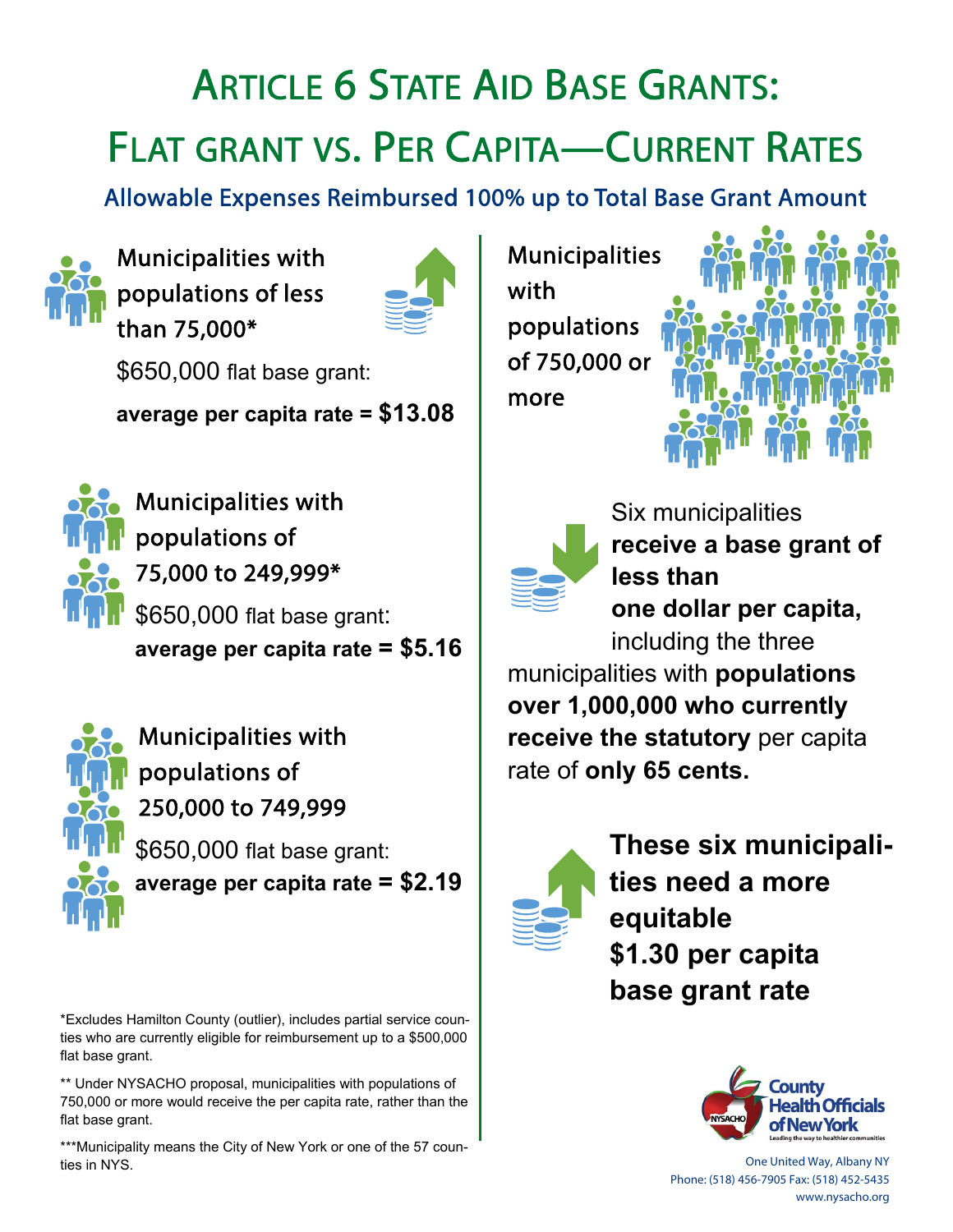# Article 6 State Aid Base Grants:

# Flat grant vs. Per Capita—Current Rates

## Allowable Expenses Reimbursed 100% up to Total Base Grant Amount

### Municipalities with populations of less than 75,000*

$650,000 flat base grant:

**average per capita rate = $13.08**

### Municipalities with populations of 75,000 to 249,999*

$650,000 flat base grant:

**average per capita rate = $5.16**

### Municipalities with populations of 250,000 to 749,999

$650,000 flat base grant:

**average per capita rate = $2.19**

### Municipalities with populations of 750,000 or more

Six municipalities **receive a base grant of less than one dollar per capita,** including the three municipalities with **populations over 1,000,000 who currently receive the statutory** per capita rate of **only 65 cents.**

**These six municipalities need a more equitable $1.30 per capita base grant rate**

*Excludes Hamilton County (outlier), includes partial service counties who are currently eligible for reimbursement up to a $500,000 flat base grant.

** Under NYSACHO proposal, municipalities with populations of 750,000 or more would receive the per capita rate, rather than the flat base grant.

***Municipality means the City of New York or one of the 57 counties in NYS.

NYSACHO County Health Officials of New York
Leading the way to healthier communities

One United Way, Albany NY
Phone: (518) 456-7905 Fax: (518) 452-5435
www.nysacho.org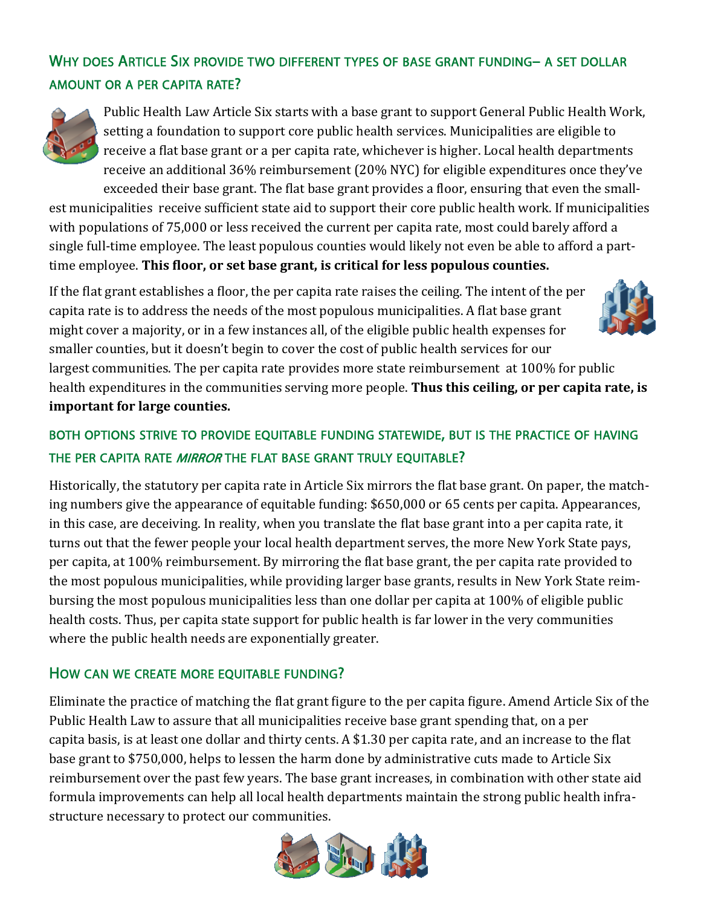## Why does Article Six provide two different types of base grant funding– a set dollar amount or a per capita rate?

Public Health Law Article Six starts with a base grant to support General Public Health Work, setting a foundation to support core public health services. Municipalities are eligible to receive a flat base grant or a per capita rate, whichever is higher. Local health departments receive an additional 36% reimbursement (20% NYC) for eligible expenditures once they've exceeded their base grant. The flat base grant provides a floor, ensuring that even the smallest municipalities receive sufficient state aid to support their core public health work. If municipalities with populations of 75,000 or less received the current per capita rate, most could barely afford a single full-time employee. The least populous counties would likely not even be able to afford a part-time employee. **This floor, or set base grant, is critical for less populous counties.**

If the flat grant establishes a floor, the per capita rate raises the ceiling. The intent of the per capita rate is to address the needs of the most populous municipalities. A flat base grant might cover a majority, or in a few instances all, of the eligible public health expenses for smaller counties, but it doesn't begin to cover the cost of public health services for our largest communities. The per capita rate provides more state reimbursement at 100% for public health expenditures in the communities serving more people. **Thus this ceiling, or per capita rate, is important for large counties.**

## Both options strive to provide equitable funding statewide, but is the practice of having the per capita rate *mirror* the flat base grant truly equitable?

Historically, the statutory per capita rate in Article Six mirrors the flat base grant. On paper, the matching numbers give the appearance of equitable funding: $650,000 or 65 cents per capita. Appearances, in this case, are deceiving. In reality, when you translate the flat base grant into a per capita rate, it turns out that the fewer people your local health department serves, the more New York State pays, per capita, at 100% reimbursement. By mirroring the flat base grant, the per capita rate provided to the most populous municipalities, while providing larger base grants, results in New York State reimbursing the most populous municipalities less than one dollar per capita at 100% of eligible public health costs. Thus, per capita state support for public health is far lower in the very communities where the public health needs are exponentially greater.

## How can we create more equitable funding?

Eliminate the practice of matching the flat grant figure to the per capita figure. Amend Article Six of the Public Health Law to assure that all municipalities receive base grant spending that, on a per capita basis, is at least one dollar and thirty cents. A $1.30 per capita rate, and an increase to the flat base grant to $750,000, helps to lessen the harm done by administrative cuts made to Article Six reimbursement over the past few years. The base grant increases, in combination with other state aid formula improvements can help all local health departments maintain the strong public health infrastructure necessary to protect our communities.